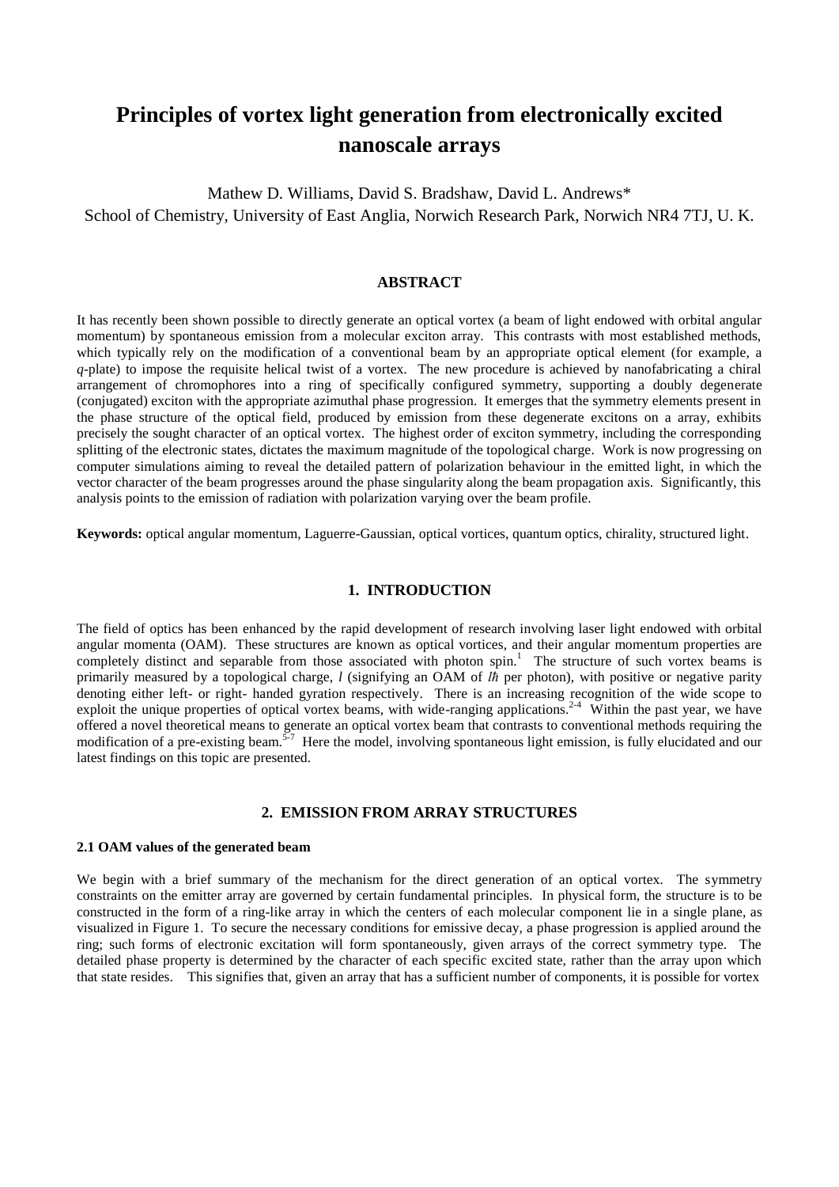# Principles of vortex light generation from electronically excited nanoscale arrays

Mathew D. Williams, David S. Bradshaw, David L. Andrews*

School of Chemistry, University of East Anglia, Norwich Research Park, Norwich NR4 7TJ, U. K.

## ABSTRACT

It has recently been shown possible to directly generate an optical vortex (a beam of light endowed with orbital angular momentum) by spontaneous emission from a molecular exciton array. This contrasts with most established methods, which typically rely on the modification of a conventional beam by an appropriate optical element (for example, a *q*-plate) to impose the requisite helical twist of a vortex. The new procedure is achieved by nanofabricating a chiral arrangement of chromophores into a ring of specifically configured symmetry, supporting a doubly degenerate (conjugated) exciton with the appropriate azimuthal phase progression. It emerges that the symmetry elements present in the phase structure of the optical field, produced by emission from these degenerate excitons on a array, exhibits precisely the sought character of an optical vortex. The highest order of exciton symmetry, including the corresponding splitting of the electronic states, dictates the maximum magnitude of the topological charge. Work is now progressing on computer simulations aiming to reveal the detailed pattern of polarization behaviour in the emitted light, in which the vector character of the beam progresses around the phase singularity along the beam propagation axis. Significantly, this analysis points to the emission of radiation with polarization varying over the beam profile.

**Keywords:** optical angular momentum, Laguerre-Gaussian, optical vortices, quantum optics, chirality, structured light.

## 1. INTRODUCTION

The field of optics has been enhanced by the rapid development of research involving laser light endowed with orbital angular momenta (OAM). These structures are known as optical vortices, and their angular momentum properties are completely distinct and separable from those associated with photon spin.[1] The structure of such vortex beams is primarily measured by a topological charge, $l$ (signifying an OAM of $l\hbar$ per photon), with positive or negative parity denoting either left- or right- handed gyration respectively. There is an increasing recognition of the wide scope to exploit the unique properties of optical vortex beams, with wide-ranging applications.[2-4] Within the past year, we have offered a novel theoretical means to generate an optical vortex beam that contrasts to conventional methods requiring the modification of a pre-existing beam.[5-7] Here the model, involving spontaneous light emission, is fully elucidated and our latest findings on this topic are presented.

## 2. EMISSION FROM ARRAY STRUCTURES

### 2.1 OAM values of the generated beam

We begin with a brief summary of the mechanism for the direct generation of an optical vortex. The symmetry constraints on the emitter array are governed by certain fundamental principles. In physical form, the structure is to be constructed in the form of a ring-like array in which the centers of each molecular component lie in a single plane, as visualized in Figure 1. To secure the necessary conditions for emissive decay, a phase progression is applied around the ring; such forms of electronic excitation will form spontaneously, given arrays of the correct symmetry type. The detailed phase property is determined by the character of each specific excited state, rather than the array upon which that state resides. This signifies that, given an array that has a sufficient number of components, it is possible for vortex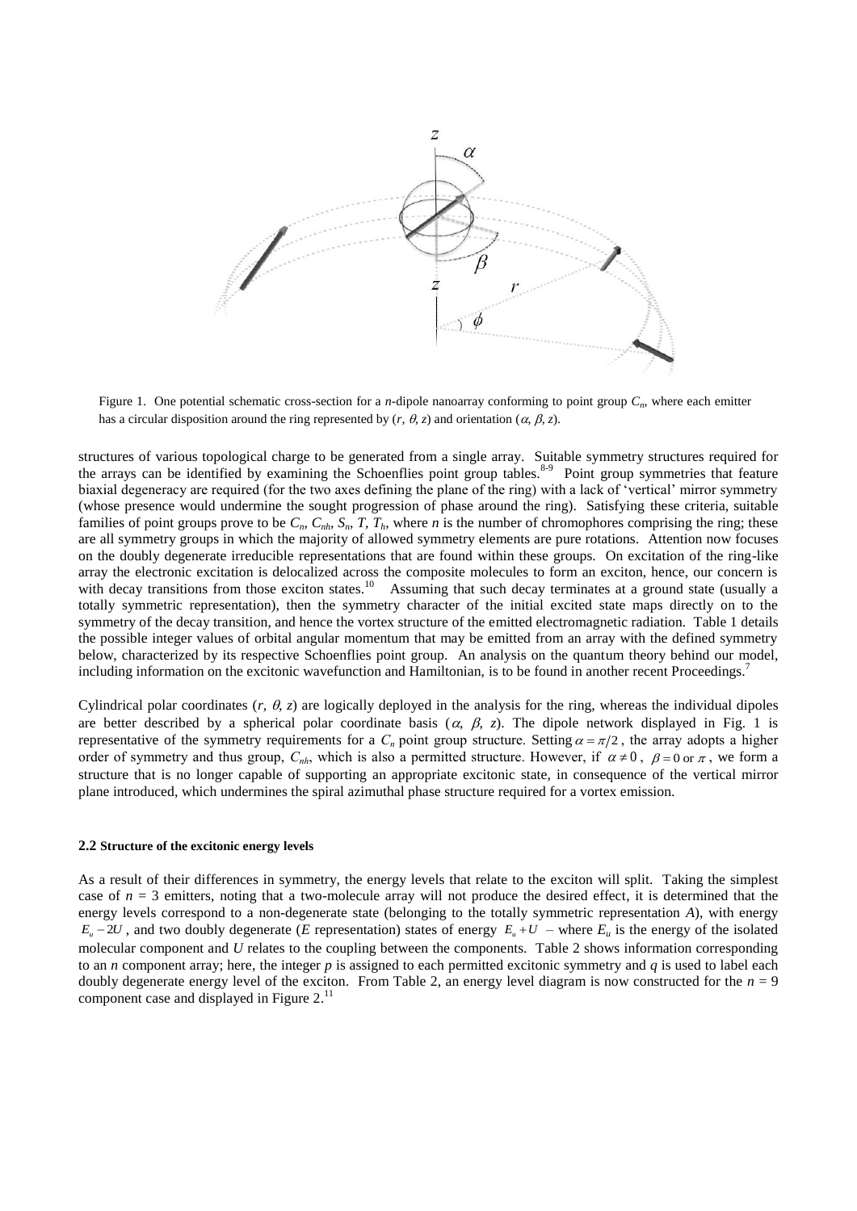Figure 1. One potential schematic cross-section for a $n$-dipole nanoarray conforming to point group $C_n$, where each emitter has a circular disposition around the ring represented by $(r, \theta, z)$ and orientation $(\alpha, \beta, z)$.

structures of various topological charge to be generated from a single array. Suitable symmetry structures required for the arrays can be identified by examining the Schoenflies point group tables.[8-9] Point group symmetries that feature biaxial degeneracy are required (for the two axes defining the plane of the ring) with a lack of 'vertical' mirror symmetry (whose presence would undermine the sought progression of phase around the ring). Satisfying these criteria, suitable families of point groups prove to be $C_n$, $C_{nh}$, $S_n$, $T$, $T_h$, where $n$ is the number of chromophores comprising the ring; these are all symmetry groups in which the majority of allowed symmetry elements are pure rotations. Attention now focuses on the doubly degenerate irreducible representations that are found within these groups. On excitation of the ring-like array the electronic excitation is delocalized across the composite molecules to form an exciton, hence, our concern is with decay transitions from those exciton states.[10] Assuming that such decay terminates at a ground state (usually a totally symmetric representation), then the symmetry character of the initial excited state maps directly on to the symmetry of the decay transition, and hence the vortex structure of the emitted electromagnetic radiation. Table 1 details the possible integer values of orbital angular momentum that may be emitted from an array with the defined symmetry below, characterized by its respective Schoenflies point group. An analysis on the quantum theory behind our model, including information on the excitonic wavefunction and Hamiltonian, is to be found in another recent Proceedings.[7]

Cylindrical polar coordinates $(r, \theta, z)$ are logically deployed in the analysis for the ring, whereas the individual dipoles are better described by a spherical polar coordinate basis $(\alpha, \beta, z)$. The dipole network displayed in Fig. 1 is representative of the symmetry requirements for a $C_n$ point group structure. Setting $\alpha = \pi/2$, the array adopts a higher order of symmetry and thus group, $C_{nh}$, which is also a permitted structure. However, if $\alpha \neq 0$, $\beta = 0$ or $\pi$, we form a structure that is no longer capable of supporting an appropriate excitonic state, in consequence of the vertical mirror plane introduced, which undermines the spiral azimuthal phase structure required for a vortex emission.

### 2.2 Structure of the excitonic energy levels

As a result of their differences in symmetry, the energy levels that relate to the exciton will split. Taking the simplest case of $n = 3$ emitters, noting that a two-molecule array will not produce the desired effect, it is determined that the energy levels correspond to a non-degenerate state (belonging to the totally symmetric representation $A$), with energy $E_u - 2U$, and two doubly degenerate ($E$ representation) states of energy $E_u + U$ – where $E_u$ is the energy of the isolated molecular component and $U$ relates to the coupling between the components. Table 2 shows information corresponding to an $n$ component array; here, the integer $p$ is assigned to each permitted excitonic symmetry and $q$ is used to label each doubly degenerate energy level of the exciton. From Table 2, an energy level diagram is now constructed for the $n = 9$ component case and displayed in Figure 2.[11]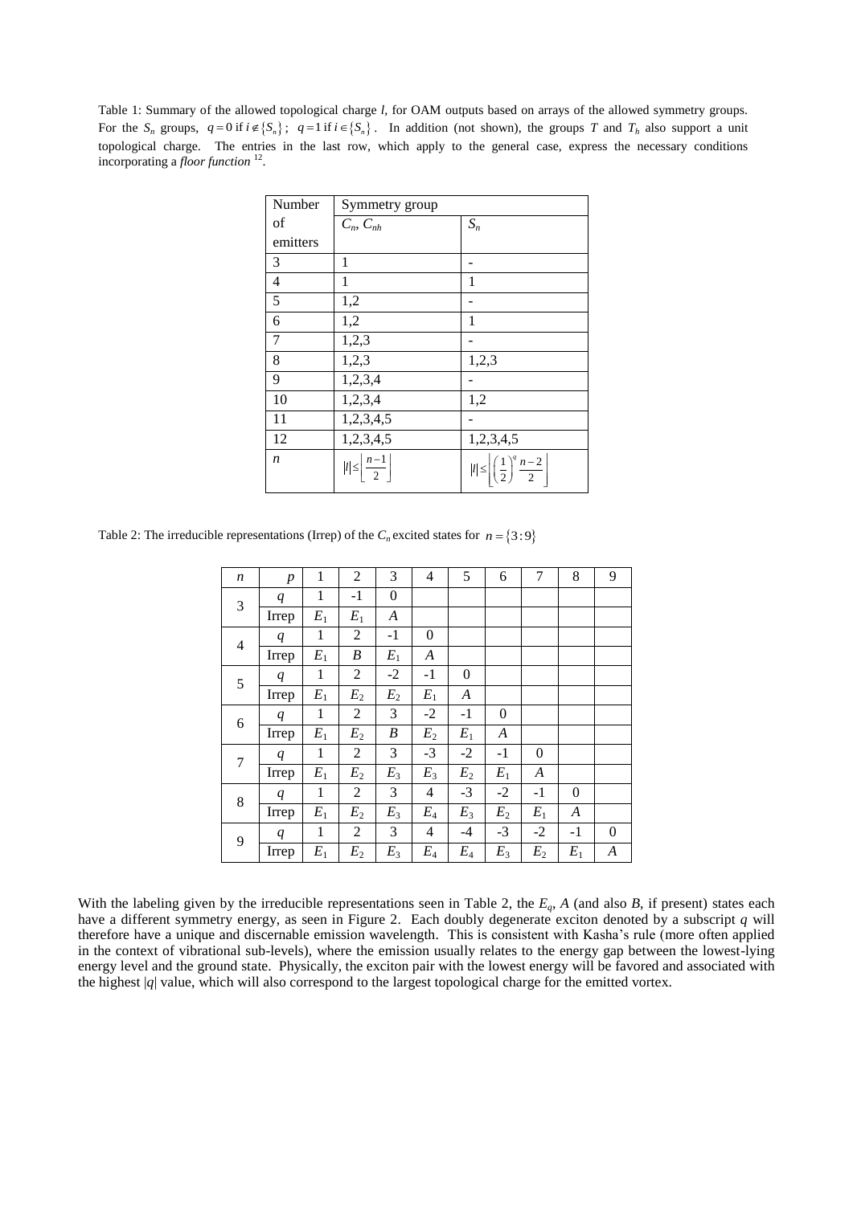Table 1: Summary of the allowed topological charge *l*, for OAM outputs based on arrays of the allowed symmetry groups. For the $S_n$ groups, $q = 0$ if $i \notin \{S_n\}$; $q = 1$ if $i \in \{S_n\}$. In addition (not shown), the groups *T* and $T_h$ also support a unit topological charge. The entries in the last row, which apply to the general case, express the necessary conditions incorporating a *floor function* [12].

| Number of emitters | Symmetry group | |
|---|---|---|
| | $C_n$, $C_{nh}$ | $S_n$ |
| 3 | 1 | - |
| 4 | 1 | 1 |
| 5 | 1,2 | - |
| 6 | 1,2 | 1 |
| 7 | 1,2,3 | - |
| 8 | 1,2,3 | 1,2,3 |
| 9 | 1,2,3,4 | - |
| 10 | 1,2,3,4 | 1,2 |
| 11 | 1,2,3,4,5 | - |
| 12 | 1,2,3,4,5 | 1,2,3,4,5 |
| *n* | $\lvert l \rvert \leq \left\lfloor \frac{n-1}{2} \right\rfloor$ | $\lvert l \rvert \leq \left\lfloor \left(\frac{1}{2}\right)^{q} \frac{n-2}{2} \right\rfloor$ |

Table 2: The irreducible representations (Irrep) of the $C_n$ excited states for $n = \{3:9\}$

| *n* | *p* | 1 | 2 | 3 | 4 | 5 | 6 | 7 | 8 | 9 |
|---|---|---|---|---|---|---|---|---|---|---|
| 3 | *q* | 1 | -1 | 0 | | | | | | |
| | Irrep | $E_1$ | $E_1$ | *A* | | | | | | |
| 4 | *q* | 1 | 2 | -1 | 0 | | | | | |
| | Irrep | $E_1$ | *B* | $E_1$ | *A* | | | | | |
| 5 | *q* | 1 | 2 | -2 | -1 | 0 | | | | |
| | Irrep | $E_1$ | $E_2$ | $E_2$ | $E_1$ | *A* | | | | |
| 6 | *q* | 1 | 2 | 3 | -2 | -1 | 0 | | | |
| | Irrep | $E_1$ | $E_2$ | *B* | $E_2$ | $E_1$ | *A* | | | |
| 7 | *q* | 1 | 2 | 3 | -3 | -2 | -1 | 0 | | |
| | Irrep | $E_1$ | $E_2$ | $E_3$ | $E_3$ | $E_2$ | $E_1$ | *A* | | |
| 8 | *q* | 1 | 2 | 3 | 4 | -3 | -2 | -1 | 0 | |
| | Irrep | $E_1$ | $E_2$ | $E_3$ | $E_4$ | $E_3$ | $E_2$ | $E_1$ | *A* | |
| 9 | *q* | 1 | 2 | 3 | 4 | -4 | -3 | -2 | -1 | 0 |
| | Irrep | $E_1$ | $E_2$ | $E_3$ | $E_4$ | $E_4$ | $E_3$ | $E_2$ | $E_1$ | *A* |

With the labeling given by the irreducible representations seen in Table 2, the $E_q$, *A* (and also *B*, if present) states each have a different symmetry energy, as seen in Figure 2. Each doubly degenerate exciton denoted by a subscript *q* will therefore have a unique and discernable emission wavelength. This is consistent with Kasha's rule (more often applied in the context of vibrational sub-levels), where the emission usually relates to the energy gap between the lowest-lying energy level and the ground state. Physically, the exciton pair with the lowest energy will be favored and associated with the highest $|q|$ value, which will also correspond to the largest topological charge for the emitted vortex.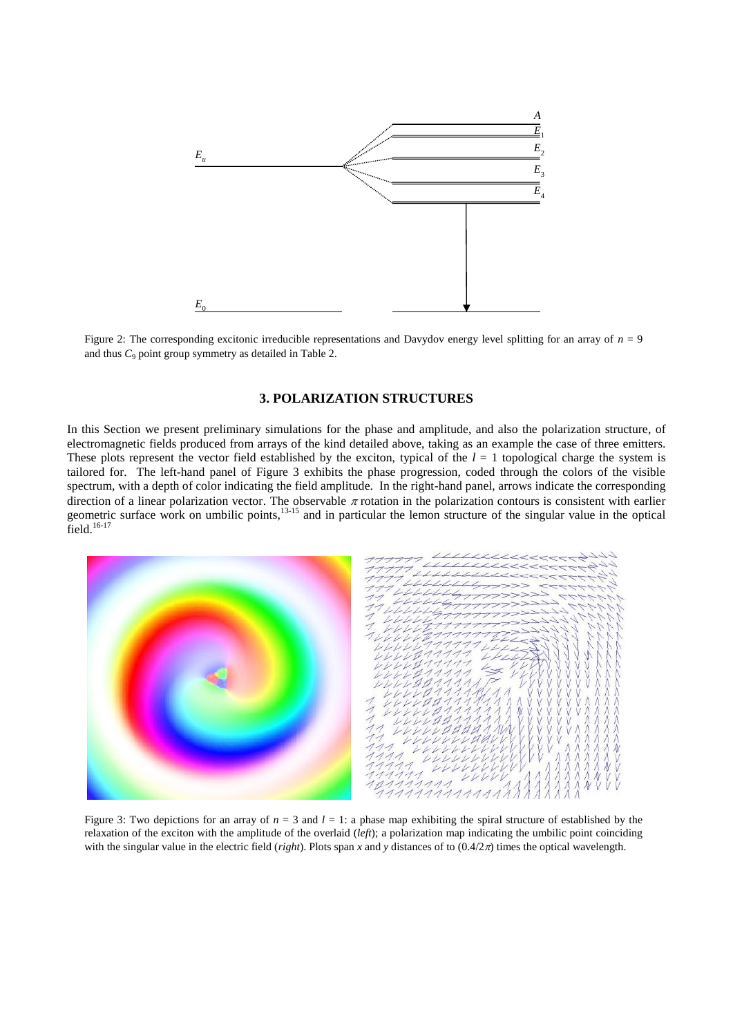Figure 2: The corresponding excitonic irreducible representations and Davydov energy level splitting for an array of $n = 9$ and thus $C_9$ point group symmetry as detailed in Table 2.

## 3. POLARIZATION STRUCTURES

In this Section we present preliminary simulations for the phase and amplitude, and also the polarization structure, of electromagnetic fields produced from arrays of the kind detailed above, taking as an example the case of three emitters. These plots represent the vector field established by the exciton, typical of the $l = 1$ topological charge the system is tailored for. The left-hand panel of Figure 3 exhibits the phase progression, coded through the colors of the visible spectrum, with a depth of color indicating the field amplitude. In the right-hand panel, arrows indicate the corresponding direction of a linear polarization vector. The observable $\pi$ rotation in the polarization contours is consistent with earlier geometric surface work on umbilic points,[13-15] and in particular the lemon structure of the singular value in the optical field.[16-17]

Figure 3: Two depictions for an array of $n = 3$ and $l = 1$: a phase map exhibiting the spiral structure of established by the relaxation of the exciton with the amplitude of the overlaid (*left*); a polarization map indicating the umbilic point coinciding with the singular value in the electric field (*right*). Plots span $x$ and $y$ distances of to $(0.4/2\pi)$ times the optical wavelength.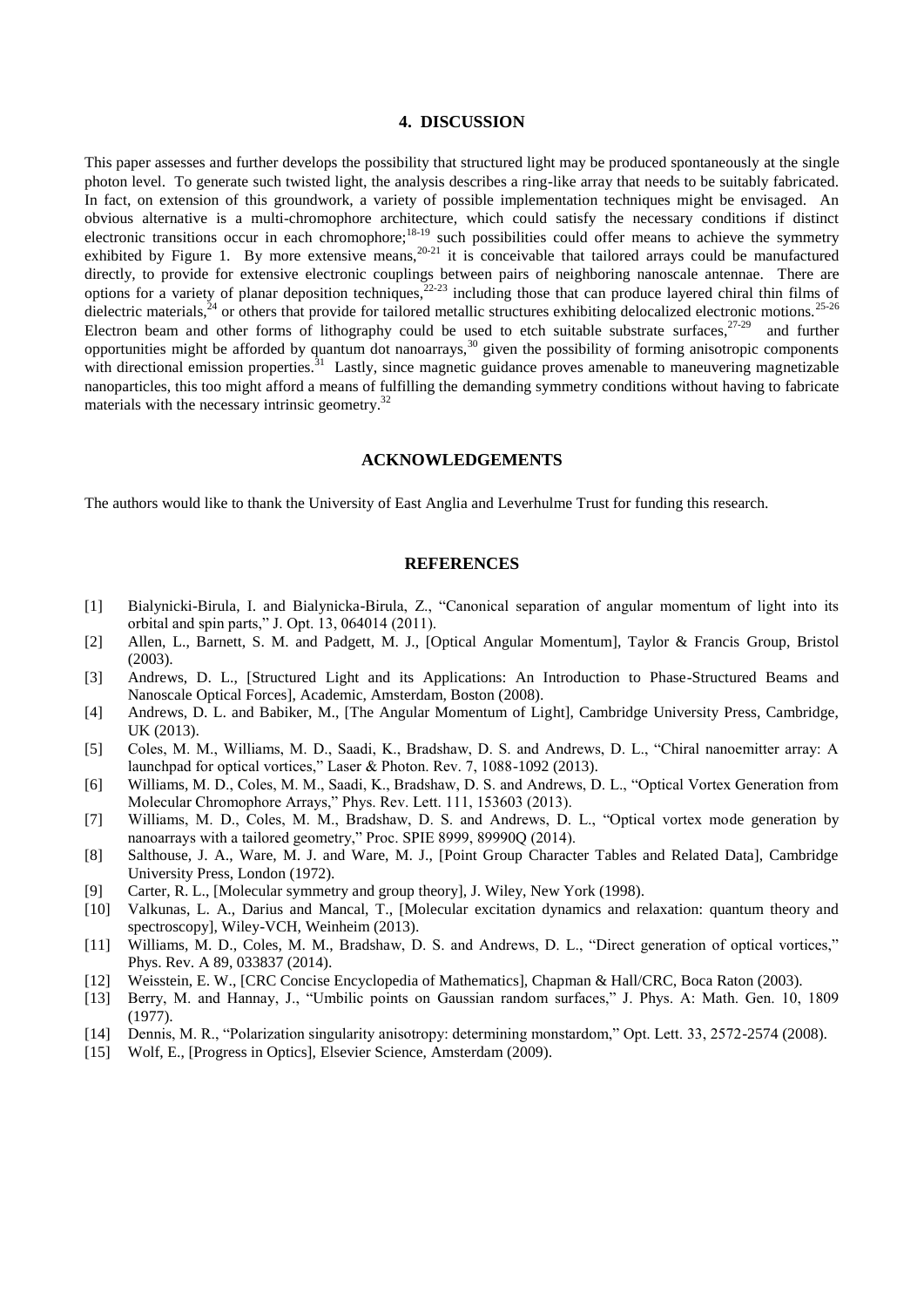## 4. DISCUSSION

This paper assesses and further develops the possibility that structured light may be produced spontaneously at the single photon level. To generate such twisted light, the analysis describes a ring-like array that needs to be suitably fabricated. In fact, on extension of this groundwork, a variety of possible implementation techniques might be envisaged. An obvious alternative is a multi-chromophore architecture, which could satisfy the necessary conditions if distinct electronic transitions occur in each chromophore;[18-19] such possibilities could offer means to achieve the symmetry exhibited by Figure 1. By more extensive means,[20-21] it is conceivable that tailored arrays could be manufactured directly, to provide for extensive electronic couplings between pairs of neighboring nanoscale antennae. There are options for a variety of planar deposition techniques,[22-23] including those that can produce layered chiral thin films of dielectric materials,[24] or others that provide for tailored metallic structures exhibiting delocalized electronic motions.[25-26] Electron beam and other forms of lithography could be used to etch suitable substrate surfaces,[27-29] and further opportunities might be afforded by quantum dot nanoarrays,[30] given the possibility of forming anisotropic components with directional emission properties.[31] Lastly, since magnetic guidance proves amenable to maneuvering magnetizable nanoparticles, this too might afford a means of fulfilling the demanding symmetry conditions without having to fabricate materials with the necessary intrinsic geometry.[32]

## ACKNOWLEDGEMENTS

The authors would like to thank the University of East Anglia and Leverhulme Trust for funding this research.

## REFERENCES

[1] Bialynicki-Birula, I. and Bialynicka-Birula, Z., "Canonical separation of angular momentum of light into its orbital and spin parts," J. Opt. 13, 064014 (2011).

[2] Allen, L., Barnett, S. M. and Padgett, M. J., [Optical Angular Momentum], Taylor & Francis Group, Bristol (2003).

[3] Andrews, D. L., [Structured Light and its Applications: An Introduction to Phase-Structured Beams and Nanoscale Optical Forces], Academic, Amsterdam, Boston (2008).

[4] Andrews, D. L. and Babiker, M., [The Angular Momentum of Light], Cambridge University Press, Cambridge, UK (2013).

[5] Coles, M. M., Williams, M. D., Saadi, K., Bradshaw, D. S. and Andrews, D. L., "Chiral nanoemitter array: A launchpad for optical vortices," Laser & Photon. Rev. 7, 1088-1092 (2013).

[6] Williams, M. D., Coles, M. M., Saadi, K., Bradshaw, D. S. and Andrews, D. L., "Optical Vortex Generation from Molecular Chromophore Arrays," Phys. Rev. Lett. 111, 153603 (2013).

[7] Williams, M. D., Coles, M. M., Bradshaw, D. S. and Andrews, D. L., "Optical vortex mode generation by nanoarrays with a tailored geometry," Proc. SPIE 8999, 89990Q (2014).

[8] Salthouse, J. A., Ware, M. J. and Ware, M. J., [Point Group Character Tables and Related Data], Cambridge University Press, London (1972).

[9] Carter, R. L., [Molecular symmetry and group theory], J. Wiley, New York (1998).

[10] Valkunas, L. A., Darius and Mancal, T., [Molecular excitation dynamics and relaxation: quantum theory and spectroscopy], Wiley-VCH, Weinheim (2013).

[11] Williams, M. D., Coles, M. M., Bradshaw, D. S. and Andrews, D. L., "Direct generation of optical vortices," Phys. Rev. A 89, 033837 (2014).

[12] Weisstein, E. W., [CRC Concise Encyclopedia of Mathematics], Chapman & Hall/CRC, Boca Raton (2003).

[13] Berry, M. and Hannay, J., "Umbilic points on Gaussian random surfaces," J. Phys. A: Math. Gen. 10, 1809 (1977).

[14] Dennis, M. R., "Polarization singularity anisotropy: determining monstardom," Opt. Lett. 33, 2572-2574 (2008).

[15] Wolf, E., [Progress in Optics], Elsevier Science, Amsterdam (2009).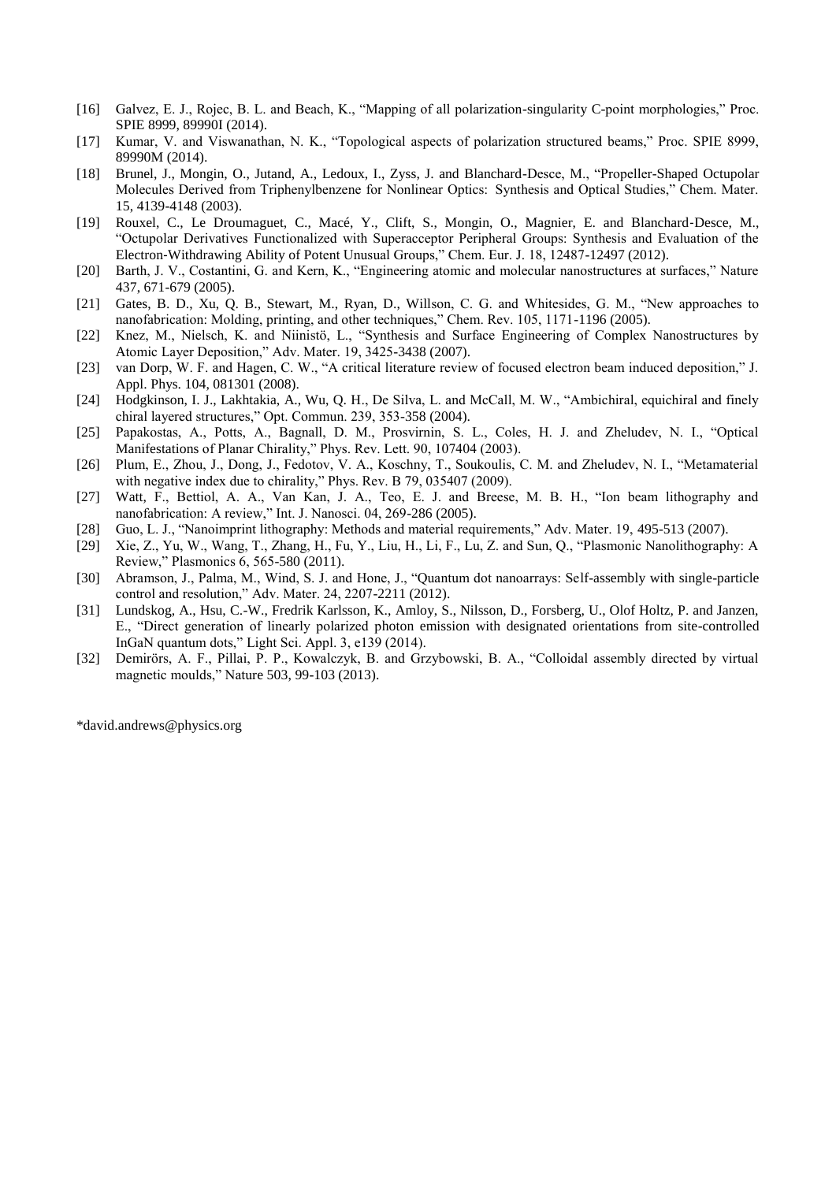[16] Galvez, E. J., Rojec, B. L. and Beach, K., "Mapping of all polarization-singularity C-point morphologies," Proc. SPIE 8999, 89990I (2014).

[17] Kumar, V. and Viswanathan, N. K., "Topological aspects of polarization structured beams," Proc. SPIE 8999, 89990M (2014).

[18] Brunel, J., Mongin, O., Jutand, A., Ledoux, I., Zyss, J. and Blanchard-Desce, M., "Propeller-Shaped Octupolar Molecules Derived from Triphenylbenzene for Nonlinear Optics: Synthesis and Optical Studies," Chem. Mater. 15, 4139-4148 (2003).

[19] Rouxel, C., Le Droumaguet, C., Macé, Y., Clift, S., Mongin, O., Magnier, E. and Blanchard-Desce, M., "Octupolar Derivatives Functionalized with Superacceptor Peripheral Groups: Synthesis and Evaluation of the Electron-Withdrawing Ability of Potent Unusual Groups," Chem. Eur. J. 18, 12487-12497 (2012).

[20] Barth, J. V., Costantini, G. and Kern, K., "Engineering atomic and molecular nanostructures at surfaces," Nature 437, 671-679 (2005).

[21] Gates, B. D., Xu, Q. B., Stewart, M., Ryan, D., Willson, C. G. and Whitesides, G. M., "New approaches to nanofabrication: Molding, printing, and other techniques," Chem. Rev. 105, 1171-1196 (2005).

[22] Knez, M., Nielsch, K. and Niinistö, L., "Synthesis and Surface Engineering of Complex Nanostructures by Atomic Layer Deposition," Adv. Mater. 19, 3425-3438 (2007).

[23] van Dorp, W. F. and Hagen, C. W., "A critical literature review of focused electron beam induced deposition," J. Appl. Phys. 104, 081301 (2008).

[24] Hodgkinson, I. J., Lakhtakia, A., Wu, Q. H., De Silva, L. and McCall, M. W., "Ambichiral, equichiral and finely chiral layered structures," Opt. Commun. 239, 353-358 (2004).

[25] Papakostas, A., Potts, A., Bagnall, D. M., Prosvirnin, S. L., Coles, H. J. and Zheludev, N. I., "Optical Manifestations of Planar Chirality," Phys. Rev. Lett. 90, 107404 (2003).

[26] Plum, E., Zhou, J., Dong, J., Fedotov, V. A., Koschny, T., Soukoulis, C. M. and Zheludev, N. I., "Metamaterial with negative index due to chirality," Phys. Rev. B 79, 035407 (2009).

[27] Watt, F., Bettiol, A. A., Van Kan, J. A., Teo, E. J. and Breese, M. B. H., "Ion beam lithography and nanofabrication: A review," Int. J. Nanosci. 04, 269-286 (2005).

[28] Guo, L. J., "Nanoimprint lithography: Methods and material requirements," Adv. Mater. 19, 495-513 (2007).

[29] Xie, Z., Yu, W., Wang, T., Zhang, H., Fu, Y., Liu, H., Li, F., Lu, Z. and Sun, Q., "Plasmonic Nanolithography: A Review," Plasmonics 6, 565-580 (2011).

[30] Abramson, J., Palma, M., Wind, S. J. and Hone, J., "Quantum dot nanoarrays: Self-assembly with single-particle control and resolution," Adv. Mater. 24, 2207-2211 (2012).

[31] Lundskog, A., Hsu, C.-W., Fredrik Karlsson, K., Amloy, S., Nilsson, D., Forsberg, U., Olof Holtz, P. and Janzen, E., "Direct generation of linearly polarized photon emission with designated orientations from site-controlled InGaN quantum dots," Light Sci. Appl. 3, e139 (2014).

[32] Demirörs, A. F., Pillai, P. P., Kowalczyk, B. and Grzybowski, B. A., "Colloidal assembly directed by virtual magnetic moulds," Nature 503, 99-103 (2013).

*david.andrews@physics.org